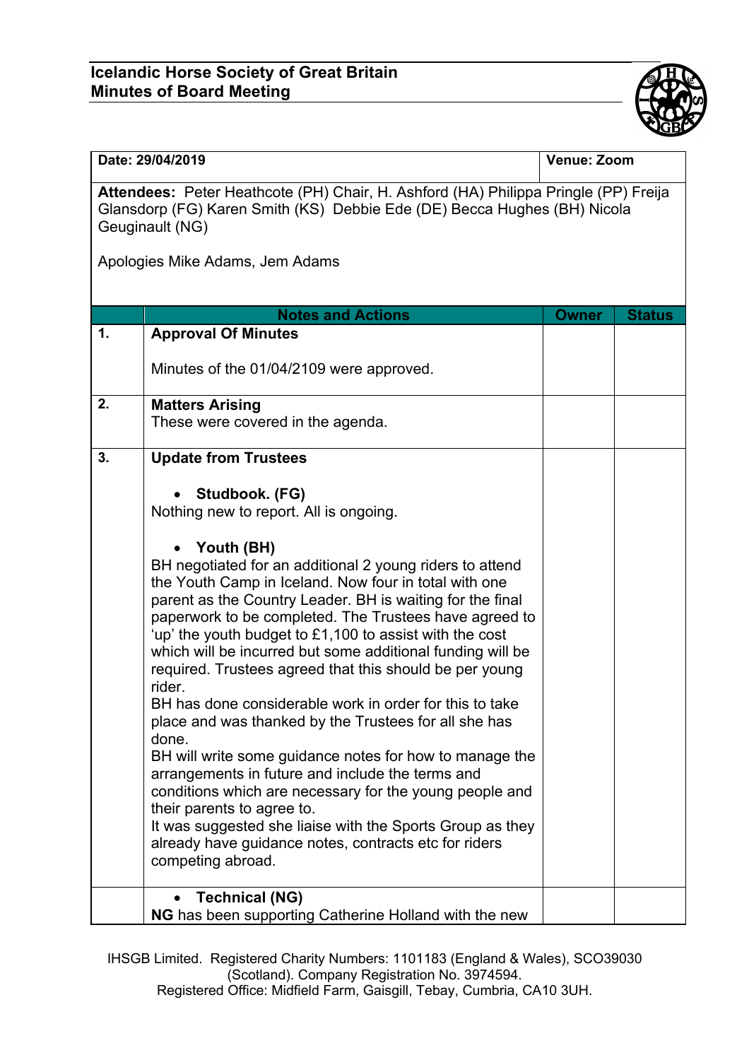# Icelandic Horse Society of Great Britain
## Minutes of Board Meeting

| Date: 29/04/2019 | Venue: Zoom |
|---|---|

**Attendees:** Peter Heathcote (PH) Chair, H. Ashford (HA) Philippa Pringle (PP) Freija Glansdorp (FG) Karen Smith (KS) Debbie Ede (DE) Becca Hughes (BH) Nicola Geuginault (NG)

Apologies Mike Adams, Jem Adams

| | Notes and Actions | Owner | Status |
|---|---|---|---|
| 1. | **Approval Of Minutes**<br><br>Minutes of the 01/04/2109 were approved. | | |
| 2. | **Matters Arising**<br>These were covered in the agenda. | | |
| 3. | **Update from Trustees**<br><br>• **Studbook. (FG)**<br>Nothing new to report. All is ongoing.<br><br>• **Youth (BH)**<br>BH negotiated for an additional 2 young riders to attend the Youth Camp in Iceland. Now four in total with one parent as the Country Leader. BH is waiting for the final paperwork to be completed. The Trustees have agreed to 'up' the youth budget to £1,100 to assist with the cost which will be incurred but some additional funding will be required. Trustees agreed that this should be per young rider.<br>BH has done considerable work in order for this to take place and was thanked by the Trustees for all she has done.<br>BH will write some guidance notes for how to manage the arrangements in future and include the terms and conditions which are necessary for the young people and their parents to agree to.<br>It was suggested she liaise with the Sports Group as they already have guidance notes, contracts etc for riders competing abroad. | | |
| | • **Technical (NG)**<br>**NG** has been supporting Catherine Holland with the new | | |

IHSGB Limited. Registered Charity Numbers: 1101183 (England & Wales), SCO39030 (Scotland). Company Registration No. 3974594.
Registered Office: Midfield Farm, Gaisgill, Tebay, Cumbria, CA10 3UH.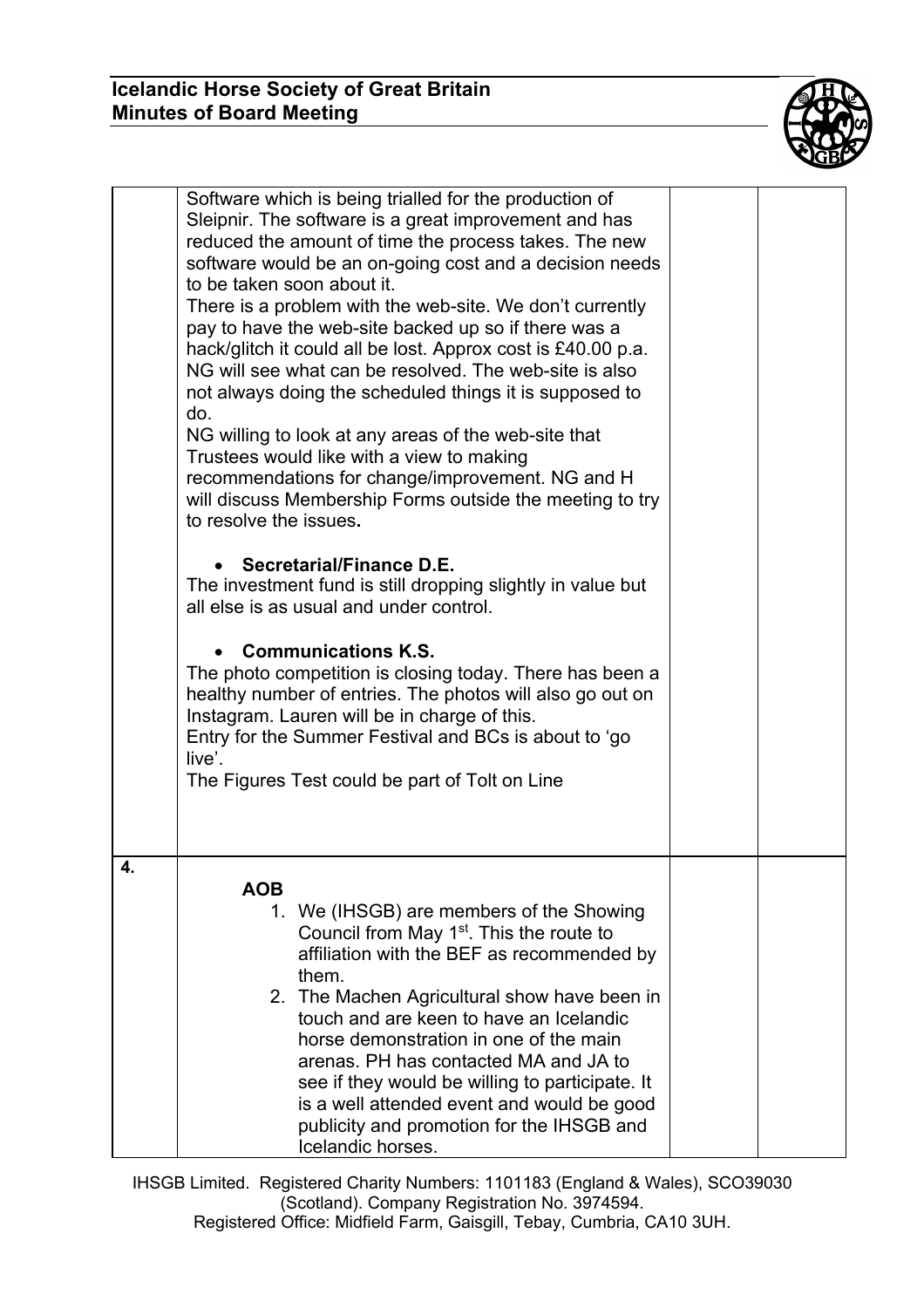| | | | |
|---|---|---|---|
| | Software which is being trialled for the production of Sleipnir. The software is a great improvement and has reduced the amount of time the process takes. The new software would be an on-going cost and a decision needs to be taken soon about it.<br>There is a problem with the web-site. We don't currently pay to have the web-site backed up so if there was a hack/glitch it could all be lost. Approx cost is £40.00 p.a. NG will see what can be resolved. The web-site is also not always doing the scheduled things it is supposed to do.<br>NG willing to look at any areas of the web-site that Trustees would like with a view to making recommendations for change/improvement. NG and H will discuss Membership Forms outside the meeting to try to resolve the issues.<br><br>• **Secretarial/Finance D.E.**<br>The investment fund is still dropping slightly in value but all else is as usual and under control.<br><br>• **Communications K.S.**<br>The photo competition is closing today. There has been a healthy number of entries. The photos will also go out on Instagram. Lauren will be in charge of this.<br>Entry for the Summer Festival and BCs is about to 'go live'.<br>The Figures Test could be part of Tolt on Line | | |
| **4.** | **AOB**<br>1. We (IHSGB) are members of the Showing Council from May 1st. This the route to affiliation with the BEF as recommended by them.<br>2. The Machen Agricultural show have been in touch and are keen to have an Icelandic horse demonstration in one of the main arenas. PH has contacted MA and JA to see if they would be willing to participate. It is a well attended event and would be good publicity and promotion for the IHSGB and Icelandic horses. | | |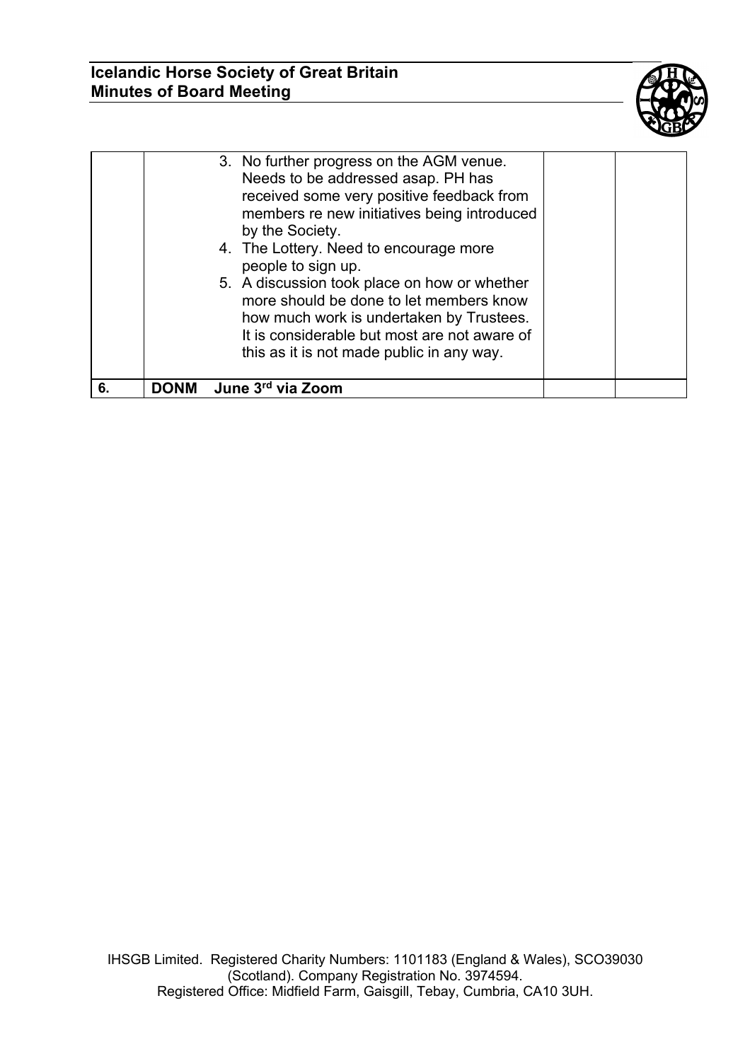| | | | |
|---|---|---|---|
| | 3. No further progress on the AGM venue. Needs to be addressed asap. PH has received some very positive feedback from members re new initiatives being introduced by the Society.<br>4. The Lottery. Need to encourage more people to sign up.<br>5. A discussion took place on how or whether more should be done to let members know how much work is undertaken by Trustees. It is considerable but most are not aware of this as it is not made public in any way. | | |
| **6.** | **DONM June 3rd via Zoom** | | |

IHSGB Limited. Registered Charity Numbers: 1101183 (England & Wales), SCO39030 (Scotland). Company Registration No. 3974594.
Registered Office: Midfield Farm, Gaisgill, Tebay, Cumbria, CA10 3UH.